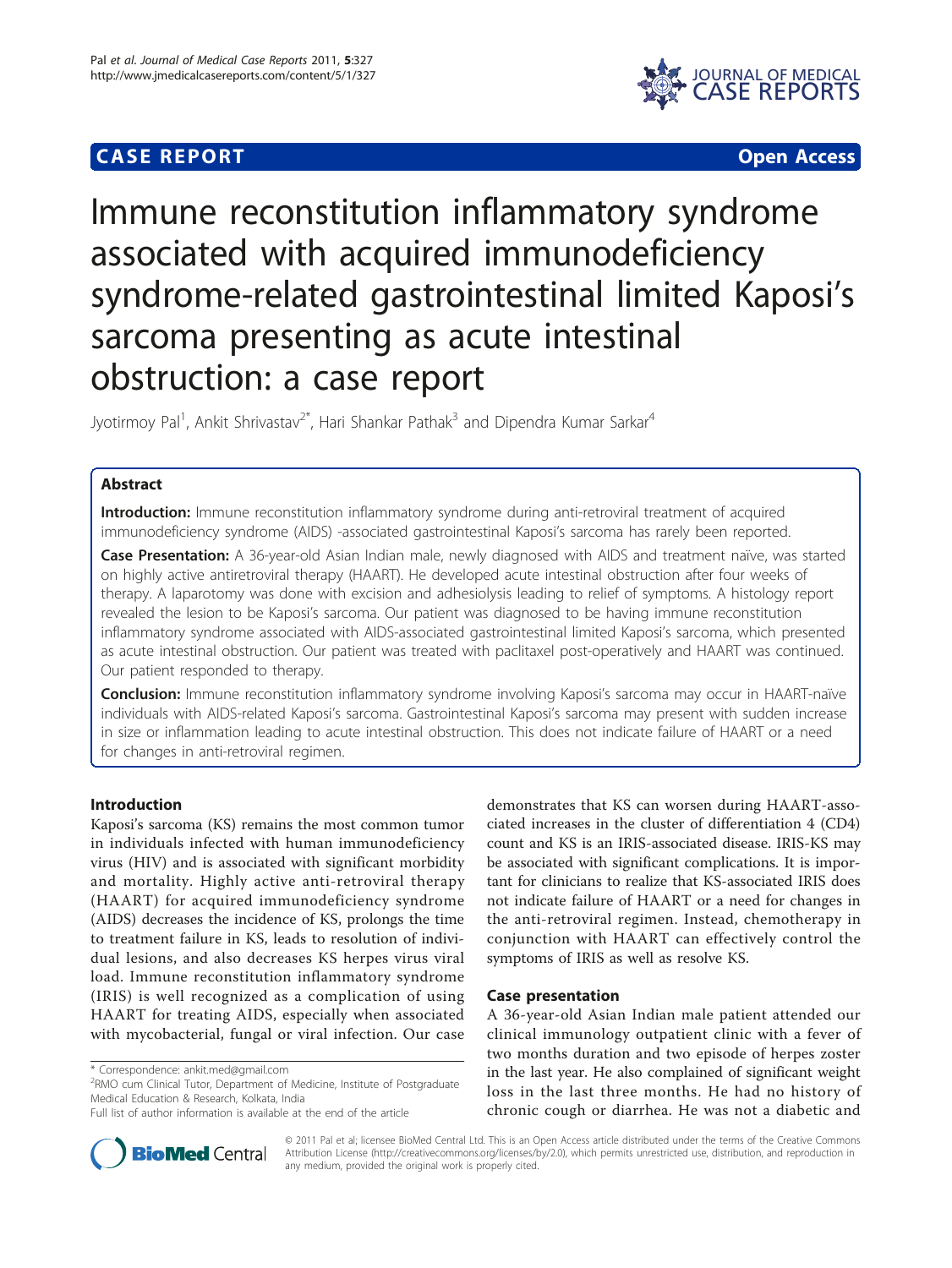**CASE REPORT** **Open Access**

# Immune reconstitution inflammatory syndrome associated with acquired immunodeficiency syndrome-related gastrointestinal limited Kaposi's sarcoma presenting as acute intestinal obstruction: a case report

Jyotirmoy Pal[1], Ankit Shrivastav[2*], Hari Shankar Pathak[3] and Dipendra Kumar Sarkar[4]

## Abstract

**Introduction:** Immune reconstitution inflammatory syndrome during anti-retroviral treatment of acquired immunodeficiency syndrome (AIDS) -associated gastrointestinal Kaposi's sarcoma has rarely been reported.

**Case Presentation:** A 36-year-old Asian Indian male, newly diagnosed with AIDS and treatment naïve, was started on highly active antiretroviral therapy (HAART). He developed acute intestinal obstruction after four weeks of therapy. A laparotomy was done with excision and adhesiolysis leading to relief of symptoms. A histology report revealed the lesion to be Kaposi's sarcoma. Our patient was diagnosed to be having immune reconstitution inflammatory syndrome associated with AIDS-associated gastrointestinal limited Kaposi's sarcoma, which presented as acute intestinal obstruction. Our patient was treated with paclitaxel post-operatively and HAART was continued. Our patient responded to therapy.

**Conclusion:** Immune reconstitution inflammatory syndrome involving Kaposi's sarcoma may occur in HAART-naïve individuals with AIDS-related Kaposi's sarcoma. Gastrointestinal Kaposi's sarcoma may present with sudden increase in size or inflammation leading to acute intestinal obstruction. This does not indicate failure of HAART or a need for changes in anti-retroviral regimen.

## Introduction

Kaposi's sarcoma (KS) remains the most common tumor in individuals infected with human immunodeficiency virus (HIV) and is associated with significant morbidity and mortality. Highly active anti-retroviral therapy (HAART) for acquired immunodeficiency syndrome (AIDS) decreases the incidence of KS, prolongs the time to treatment failure in KS, leads to resolution of individual lesions, and also decreases KS herpes virus viral load. Immune reconstitution inflammatory syndrome (IRIS) is well recognized as a complication of using HAART for treating AIDS, especially when associated with mycobacterial, fungal or viral infection. Our case demonstrates that KS can worsen during HAART-associated increases in the cluster of differentiation 4 (CD4) count and KS is an IRIS-associated disease. IRIS-KS may be associated with significant complications. It is important for clinicians to realize that KS-associated IRIS does not indicate failure of HAART or a need for changes in the anti-retroviral regimen. Instead, chemotherapy in conjunction with HAART can effectively control the symptoms of IRIS as well as resolve KS.

## Case presentation

A 36-year-old Asian Indian male patient attended our clinical immunology outpatient clinic with a fever of two months duration and two episode of herpes zoster in the last year. He also complained of significant weight loss in the last three months. He had no history of chronic cough or diarrhea. He was not a diabetic and

\* Correspondence: ankit.med@gmail.com
[2]RMO cum Clinical Tutor, Department of Medicine, Institute of Postgraduate Medical Education & Research, Kolkata, India
Full list of author information is available at the end of the article

© 2011 Pal et al; licensee BioMed Central Ltd. This is an Open Access article distributed under the terms of the Creative Commons Attribution License (http://creativecommons.org/licenses/by/2.0), which permits unrestricted use, distribution, and reproduction in any medium, provided the original work is properly cited.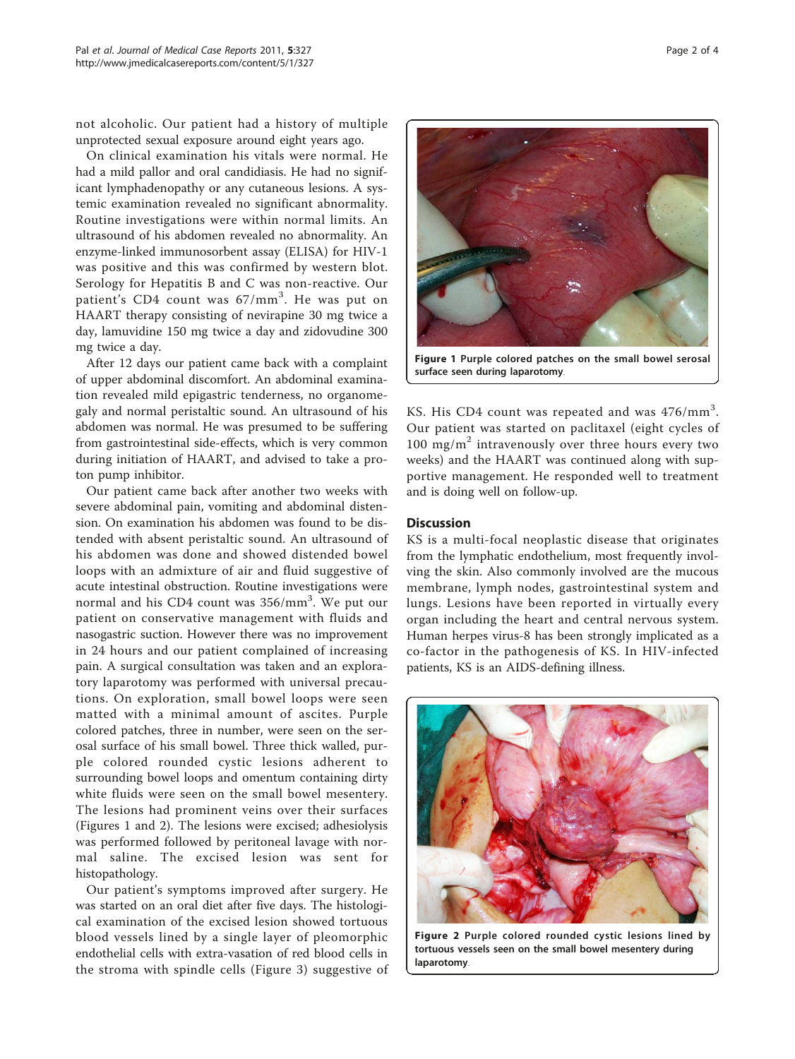not alcoholic. Our patient had a history of multiple unprotected sexual exposure around eight years ago.

On clinical examination his vitals were normal. He had a mild pallor and oral candidiasis. He had no significant lymphadenopathy or any cutaneous lesions. A systemic examination revealed no significant abnormality. Routine investigations were within normal limits. An ultrasound of his abdomen revealed no abnormality. An enzyme-linked immunosorbent assay (ELISA) for HIV-1 was positive and this was confirmed by western blot. Serology for Hepatitis B and C was non-reactive. Our patient's CD4 count was $67/mm^3$. He was put on HAART therapy consisting of nevirapine 30 mg twice a day, lamuvidine 150 mg twice a day and zidovudine 300 mg twice a day.

After 12 days our patient came back with a complaint of upper abdominal discomfort. An abdominal examination revealed mild epigastric tenderness, no organomegaly and normal peristaltic sound. An ultrasound of his abdomen was normal. He was presumed to be suffering from gastrointestinal side-effects, which is very common during initiation of HAART, and advised to take a proton pump inhibitor.

Our patient came back after another two weeks with severe abdominal pain, vomiting and abdominal distension. On examination his abdomen was found to be distended with absent peristaltic sound. An ultrasound of his abdomen was done and showed distended bowel loops with an admixture of air and fluid suggestive of acute intestinal obstruction. Routine investigations were normal and his CD4 count was $356/mm^3$. We put our patient on conservative management with fluids and nasogastric suction. However there was no improvement in 24 hours and our patient complained of increasing pain. A surgical consultation was taken and an exploratory laparotomy was performed with universal precautions. On exploration, small bowel loops were seen matted with a minimal amount of ascites. Purple colored patches, three in number, were seen on the serosal surface of his small bowel. Three thick walled, purple colored rounded cystic lesions adherent to surrounding bowel loops and omentum containing dirty white fluids were seen on the small bowel mesentery. The lesions had prominent veins over their surfaces (Figures 1 and 2). The lesions were excised; adhesiolysis was performed followed by peritoneal lavage with normal saline. The excised lesion was sent for histopathology.

Our patient's symptoms improved after surgery. He was started on an oral diet after five days. The histological examination of the excised lesion showed tortuous blood vessels lined by a single layer of pleomorphic endothelial cells with extra-vasation of red blood cells in the stroma with spindle cells (Figure 3) suggestive of KS. His CD4 count was repeated and was $476/mm^3$. Our patient was started on paclitaxel (eight cycles of 100 $mg/m^2$ intravenously over three hours every two weeks) and the HAART was continued along with supportive management. He responded well to treatment and is doing well on follow-up.

**Figure 1 Purple colored patches on the small bowel serosal surface seen during laparotomy.**

## Discussion

KS is a multi-focal neoplastic disease that originates from the lymphatic endothelium, most frequently involving the skin. Also commonly involved are the mucous membrane, lymph nodes, gastrointestinal system and lungs. Lesions have been reported in virtually every organ including the heart and central nervous system. Human herpes virus-8 has been strongly implicated as a co-factor in the pathogenesis of KS. In HIV-infected patients, KS is an AIDS-defining illness.

**Figure 2 Purple colored rounded cystic lesions lined by tortuous vessels seen on the small bowel mesentery during laparotomy.**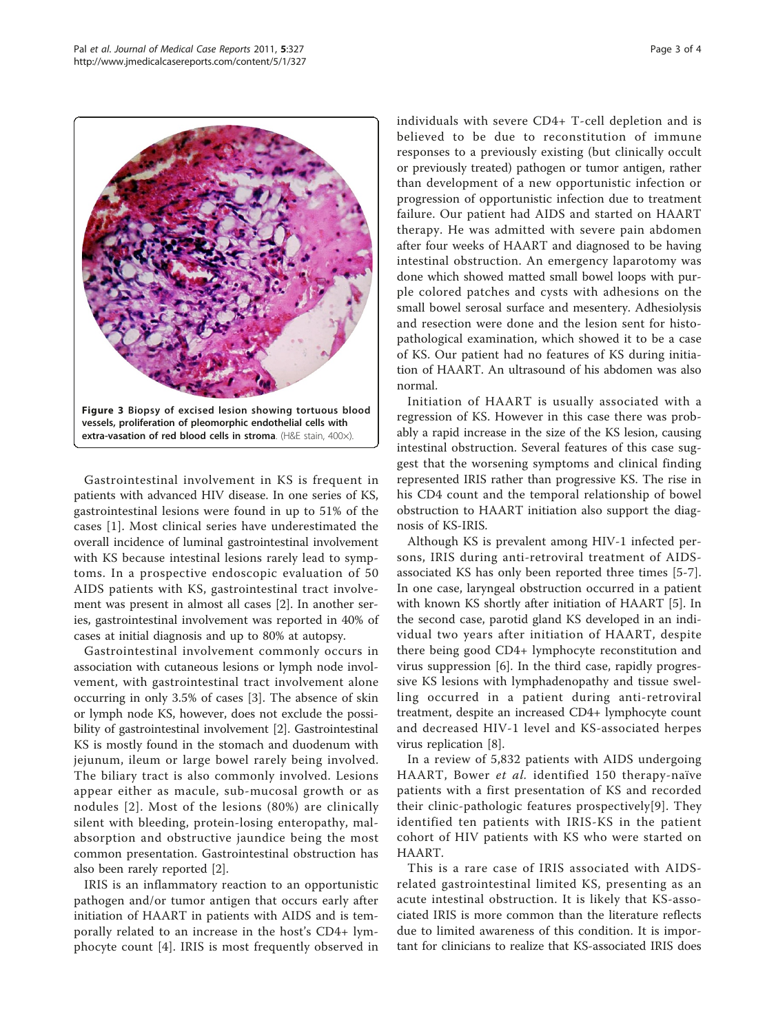**Figure 3 Biopsy of excised lesion showing tortuous blood vessels, proliferation of pleomorphic endothelial cells with extra-vasation of red blood cells in stroma**. (H&E stain, 400×).

Gastrointestinal involvement in KS is frequent in patients with advanced HIV disease. In one series of KS, gastrointestinal lesions were found in up to 51% of the cases [1]. Most clinical series have underestimated the overall incidence of luminal gastrointestinal involvement with KS because intestinal lesions rarely lead to symptoms. In a prospective endoscopic evaluation of 50 AIDS patients with KS, gastrointestinal tract involvement was present in almost all cases [2]. In another series, gastrointestinal involvement was reported in 40% of cases at initial diagnosis and up to 80% at autopsy.

Gastrointestinal involvement commonly occurs in association with cutaneous lesions or lymph node involvement, with gastrointestinal tract involvement alone occurring in only 3.5% of cases [3]. The absence of skin or lymph node KS, however, does not exclude the possibility of gastrointestinal involvement [2]. Gastrointestinal KS is mostly found in the stomach and duodenum with jejunum, ileum or large bowel rarely being involved. The biliary tract is also commonly involved. Lesions appear either as macule, sub-mucosal growth or as nodules [2]. Most of the lesions (80%) are clinically silent with bleeding, protein-losing enteropathy, malabsorption and obstructive jaundice being the most common presentation. Gastrointestinal obstruction has also been rarely reported [2].

IRIS is an inflammatory reaction to an opportunistic pathogen and/or tumor antigen that occurs early after initiation of HAART in patients with AIDS and is temporally related to an increase in the host's CD4+ lymphocyte count [4]. IRIS is most frequently observed in individuals with severe CD4+ T-cell depletion and is believed to be due to reconstitution of immune responses to a previously existing (but clinically occult or previously treated) pathogen or tumor antigen, rather than development of a new opportunistic infection or progression of opportunistic infection due to treatment failure. Our patient had AIDS and started on HAART therapy. He was admitted with severe pain abdomen after four weeks of HAART and diagnosed to be having intestinal obstruction. An emergency laparotomy was done which showed matted small bowel loops with purple colored patches and cysts with adhesions on the small bowel serosal surface and mesentery. Adhesiolysis and resection were done and the lesion sent for histopathological examination, which showed it to be a case of KS. Our patient had no features of KS during initiation of HAART. An ultrasound of his abdomen was also normal.

Initiation of HAART is usually associated with a regression of KS. However in this case there was probably a rapid increase in the size of the KS lesion, causing intestinal obstruction. Several features of this case suggest that the worsening symptoms and clinical finding represented IRIS rather than progressive KS. The rise in his CD4 count and the temporal relationship of bowel obstruction to HAART initiation also support the diagnosis of KS-IRIS.

Although KS is prevalent among HIV-1 infected persons, IRIS during anti-retroviral treatment of AIDS-associated KS has only been reported three times [5-7]. In one case, laryngeal obstruction occurred in a patient with known KS shortly after initiation of HAART [5]. In the second case, parotid gland KS developed in an individual two years after initiation of HAART, despite there being good CD4+ lymphocyte reconstitution and virus suppression [6]. In the third case, rapidly progressive KS lesions with lymphadenopathy and tissue swelling occurred in a patient during anti-retroviral treatment, despite an increased CD4+ lymphocyte count and decreased HIV-1 level and KS-associated herpes virus replication [8].

In a review of 5,832 patients with AIDS undergoing HAART, Bower *et al.* identified 150 therapy-naïve patients with a first presentation of KS and recorded their clinic-pathologic features prospectively[9]. They identified ten patients with IRIS-KS in the patient cohort of HIV patients with KS who were started on HAART.

This is a rare case of IRIS associated with AIDS-related gastrointestinal limited KS, presenting as an acute intestinal obstruction. It is likely that KS-associated IRIS is more common than the literature reflects due to limited awareness of this condition. It is important for clinicians to realize that KS-associated IRIS does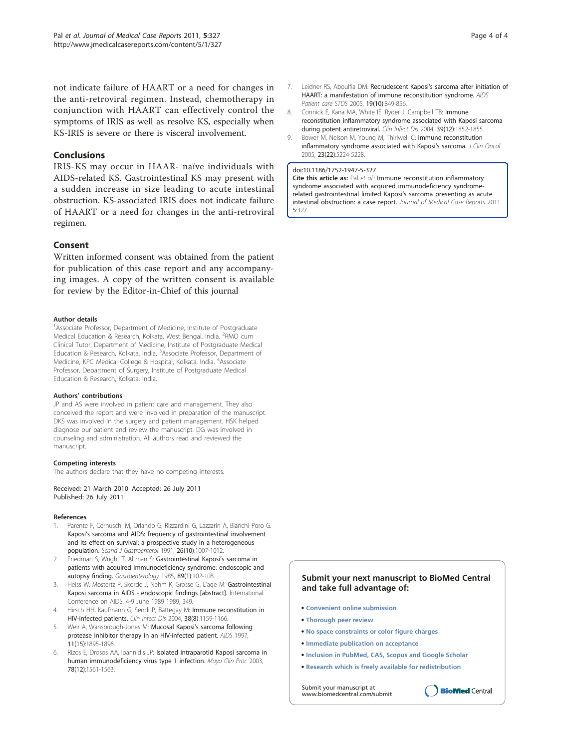not indicate failure of HAART or a need for changes in the anti-retroviral regimen. Instead, chemotherapy in conjunction with HAART can effectively control the symptoms of IRIS as well as resolve KS, especially when KS-IRIS is severe or there is visceral involvement.

## Conclusions

IRIS-KS may occur in HAAR- naïve individuals with AIDS-related KS. Gastrointestinal KS may present with a sudden increase in size leading to acute intestinal obstruction. KS-associated IRIS does not indicate failure of HAART or a need for changes in the anti-retroviral regimen.

## Consent

Written informed consent was obtained from the patient for publication of this case report and any accompanying images. A copy of the written consent is available for review by the Editor-in-Chief of this journal

#### Author details

[1]Associate Professor, Department of Medicine, Institute of Postgraduate Medical Education & Research, Kolkata, West Bengal, India. [2]RMO cum Clinical Tutor, Department of Medicine, Institute of Postgraduate Medical Education & Research, Kolkata, India. [3]Associate Professor, Department of Medicine, KPC Medical College & Hospital, Kolkata, India. [4]Associate Professor, Department of Surgery, Institute of Postgraduate Medical Education & Research, Kolkata, India.

#### Authors' contributions

JP and AS were involved in patient care and management. They also conceived the report and were involved in preparation of the manuscript. DKS was involved in the surgery and patient management. HSK helped diagnose our patient and review the manuscript. DG was involved in counseling and administration. All authors read and reviewed the manuscript.

#### Competing interests

The authors declare that they have no competing interests.

Received: 21 March 2010 Accepted: 26 July 2011
Published: 26 July 2011

#### References

1. Parente F, Cernuschi M, Orlando G, Rizzardini G, Lazzarin A, Bianchi Poro G: **Kaposi's sarcoma and AIDS: frequency of gastrointestinal involvement and its effect on survival: a prospective study in a heterogeneous population.** *Scand J Gastroenterol* 1991, **26(10)**:1007-1012.
2. Friedman S, Wright T, Altman S: **Gastrointestinal Kaposi's sarcoma in patients with acquired immunodeficiency syndrome: endoscopic and autopsy finding.** *Gastroenterology* 1985, **89(1)**:102-108.
3. Heiss W, Mostertz P, Skorde J, Nehm K, Grosse G, L'age M: **Gastrointestinal Kaposi sarcoma in AIDS - endoscopic findings [abstract].** International Conference on AIDS, 4-9 June 1989 1989, 349.
4. Hirsch HH, Kaufmann G, Sendi P, Battegay M: **Immune reconstitution in HIV-infected patients.** *Clin Infect Dis* 2004, **38(8)**:1159-1166.
5. Weir A, Wansbrough-Jones M: **Mucosal Kaposi's sarcoma following protease inhibitor therapy in an HIV-infected patient.** *AIDS* 1997, **11(15)**:1895-1896.
6. Rizos E, Drosos AA, Ioannidis JP: **Isolated intraparotid Kaposi sarcoma in human immunodeficiency virus type 1 infection.** *Mayo Clin Proc* 2003, **78(12)**:1561-1563.
7. Leidner RS, Aboulfia DM: **Recrudescent Kaposi's sarcoma after initiation of HAART: a manifestation of immune reconstitution syndrome.** *AIDS Patient care STDS* 2005, **19(10)**:849-856.
8. Connick E, Kana MA, White IE, Ryder J, Campbell TB: **Immune reconstitution inflammatory syndrome associated with Kaposi sarcoma during potent antiretroviral.** *Clin Infect Dis* 2004, **39(12)**:1852-1855.
9. Bower M, Nelson M, Young M, Thirlwell C: **Immune reconstitution inflammatory syndrome associated with Kaposi's sarcoma.** *J Clin Oncol* 2005, **23(22)**:5224-5228.

doi:10.1186/1752-1947-5-327
**Cite this article as:** Pal *et al.*: Immune reconstitution inflammatory syndrome associated with acquired immunodeficiency syndrome-related gastrointestinal limited Kaposi's sarcoma presenting as acute intestinal obstruction: a case report. *Journal of Medical Case Reports* 2011 **5**:327.

**Submit your next manuscript to BioMed Central and take full advantage of:**

- Convenient online submission
- Thorough peer review
- No space constraints or color figure charges
- Immediate publication on acceptance
- Inclusion in PubMed, CAS, Scopus and Google Scholar
- Research which is freely available for redistribution

Submit your manuscript at www.biomedcentral.com/submit